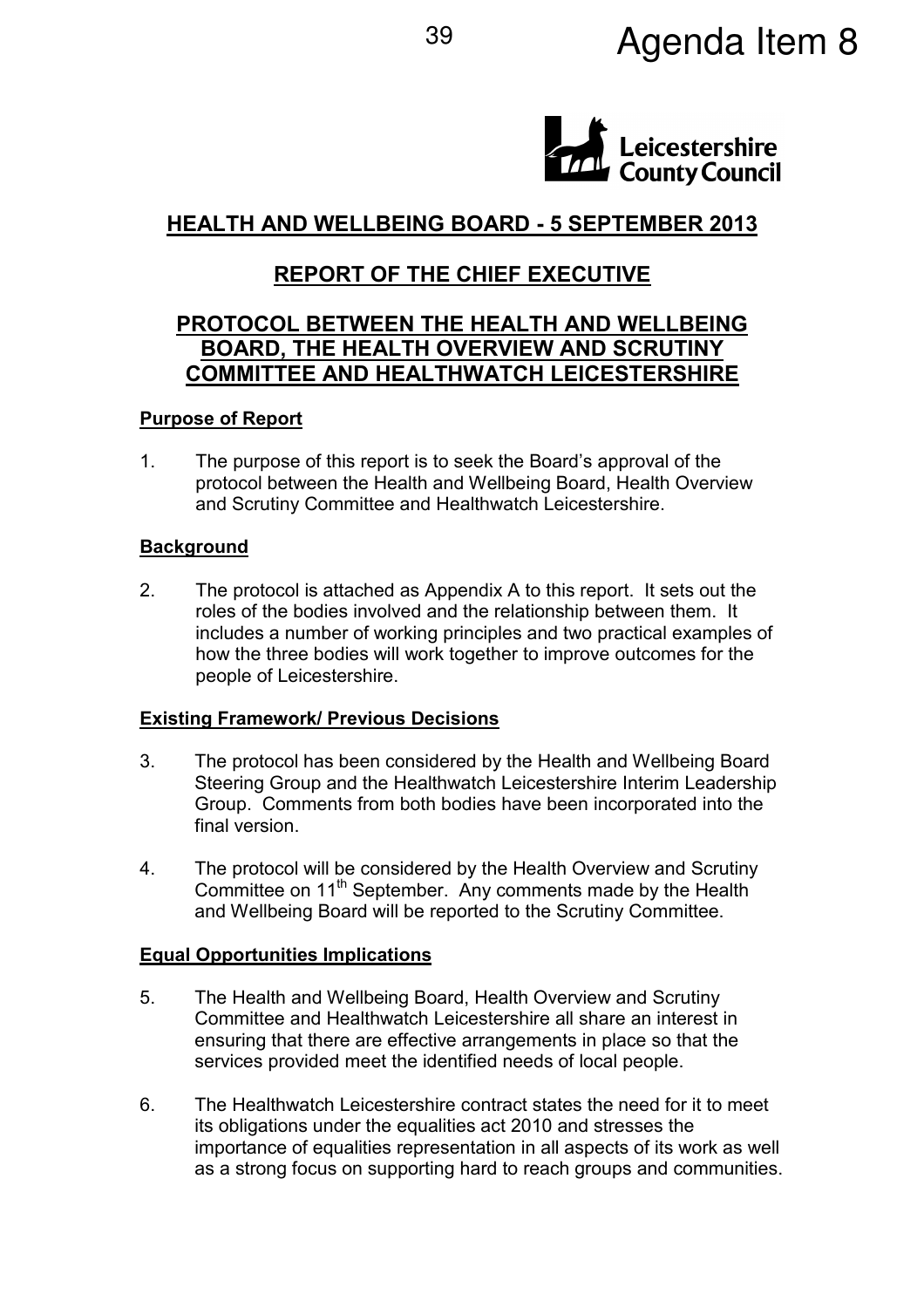Agenda Item 8

Leicestershire County Council

# HEALTH AND WELLBEING BOARD - 5 SEPTEMBER 2013

## REPORT OF THE CHIEF EXECUTIVE

## PROTOCOL BETWEEN THE HEALTH AND WELLBEING BOARD, THE HEALTH OVERVIEW AND SCRUTINY COMMITTEE AND HEALTHWATCH LEICESTERSHIRE

### Purpose of Report

1. The purpose of this report is to seek the Board's approval of the protocol between the Health and Wellbeing Board, Health Overview and Scrutiny Committee and Healthwatch Leicestershire.

### Background

2. The protocol is attached as Appendix A to this report. It sets out the roles of the bodies involved and the relationship between them. It includes a number of working principles and two practical examples of how the three bodies will work together to improve outcomes for the people of Leicestershire.

### Existing Framework/ Previous Decisions

3. The protocol has been considered by the Health and Wellbeing Board Steering Group and the Healthwatch Leicestershire Interim Leadership Group. Comments from both bodies have been incorporated into the final version.

4. The protocol will be considered by the Health Overview and Scrutiny Committee on 11th September. Any comments made by the Health and Wellbeing Board will be reported to the Scrutiny Committee.

### Equal Opportunities Implications

5. The Health and Wellbeing Board, Health Overview and Scrutiny Committee and Healthwatch Leicestershire all share an interest in ensuring that there are effective arrangements in place so that the services provided meet the identified needs of local people.

6. The Healthwatch Leicestershire contract states the need for it to meet its obligations under the equalities act 2010 and stresses the importance of equalities representation in all aspects of its work as well as a strong focus on supporting hard to reach groups and communities.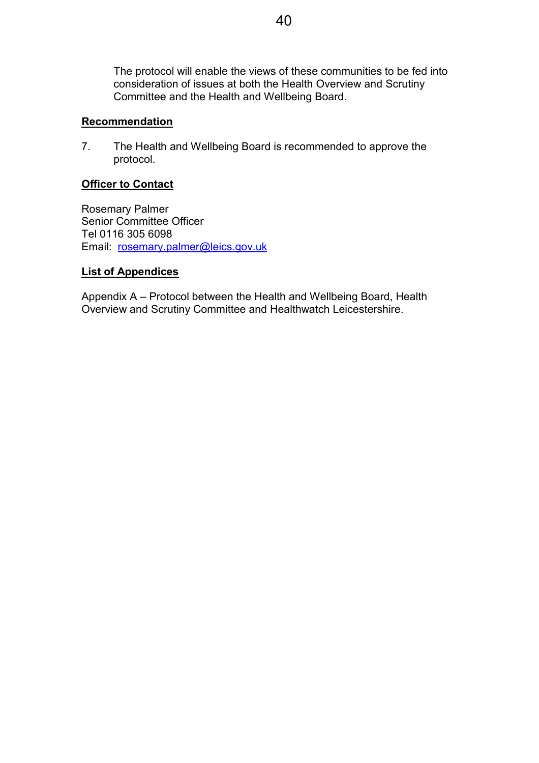The protocol will enable the views of these communities to be fed into consideration of issues at both the Health Overview and Scrutiny Committee and the Health and Wellbeing Board.

**Recommendation**

7. The Health and Wellbeing Board is recommended to approve the protocol.

**Officer to Contact**

Rosemary Palmer
Senior Committee Officer
Tel 0116 305 6098
Email: rosemary.palmer@leics.gov.uk

**List of Appendices**

Appendix A – Protocol between the Health and Wellbeing Board, Health Overview and Scrutiny Committee and Healthwatch Leicestershire.